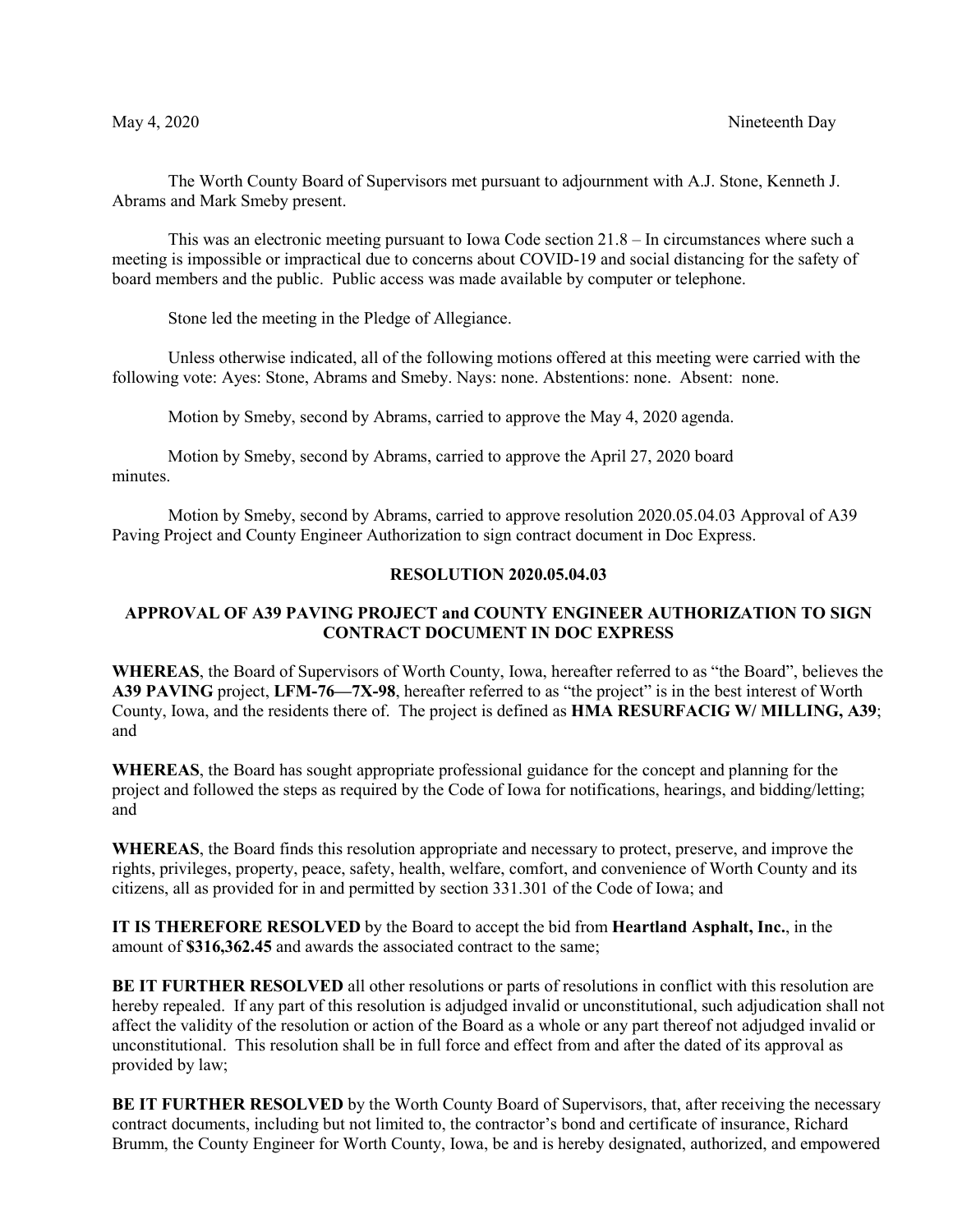May 4, 2020 Nineteenth Day

The Worth County Board of Supervisors met pursuant to adjournment with A.J. Stone, Kenneth J. Abrams and Mark Smeby present.

This was an electronic meeting pursuant to Iowa Code section 21.8 – In circumstances where such a meeting is impossible or impractical due to concerns about COVID-19 and social distancing for the safety of board members and the public. Public access was made available by computer or telephone.

Stone led the meeting in the Pledge of Allegiance.

Unless otherwise indicated, all of the following motions offered at this meeting were carried with the following vote: Ayes: Stone, Abrams and Smeby. Nays: none. Abstentions: none. Absent: none.

Motion by Smeby, second by Abrams, carried to approve the May 4, 2020 agenda.

Motion by Smeby, second by Abrams, carried to approve the April 27, 2020 board minutes.

Motion by Smeby, second by Abrams, carried to approve resolution 2020.05.04.03 Approval of A39 Paving Project and County Engineer Authorization to sign contract document in Doc Express.

**RESOLUTION 2020.05.04.03**

**APPROVAL OF A39 PAVING PROJECT and COUNTY ENGINEER AUTHORIZATION TO SIGN CONTRACT DOCUMENT IN DOC EXPRESS**

**WHEREAS**, the Board of Supervisors of Worth County, Iowa, hereafter referred to as "the Board", believes the **A39 PAVING** project, **LFM-76—7X-98**, hereafter referred to as "the project" is in the best interest of Worth County, Iowa, and the residents there of. The project is defined as **HMA RESURFACIG W/ MILLING, A39**; and

**WHEREAS**, the Board has sought appropriate professional guidance for the concept and planning for the project and followed the steps as required by the Code of Iowa for notifications, hearings, and bidding/letting; and

**WHEREAS**, the Board finds this resolution appropriate and necessary to protect, preserve, and improve the rights, privileges, property, peace, safety, health, welfare, comfort, and convenience of Worth County and its citizens, all as provided for in and permitted by section 331.301 of the Code of Iowa; and

**IT IS THEREFORE RESOLVED** by the Board to accept the bid from **Heartland Asphalt, Inc.**, in the amount of **$316,362.45** and awards the associated contract to the same;

**BE IT FURTHER RESOLVED** all other resolutions or parts of resolutions in conflict with this resolution are hereby repealed. If any part of this resolution is adjudged invalid or unconstitutional, such adjudication shall not affect the validity of the resolution or action of the Board as a whole or any part thereof not adjudged invalid or unconstitutional. This resolution shall be in full force and effect from and after the dated of its approval as provided by law;

**BE IT FURTHER RESOLVED** by the Worth County Board of Supervisors, that, after receiving the necessary contract documents, including but not limited to, the contractor's bond and certificate of insurance, Richard Brumm, the County Engineer for Worth County, Iowa, be and is hereby designated, authorized, and empowered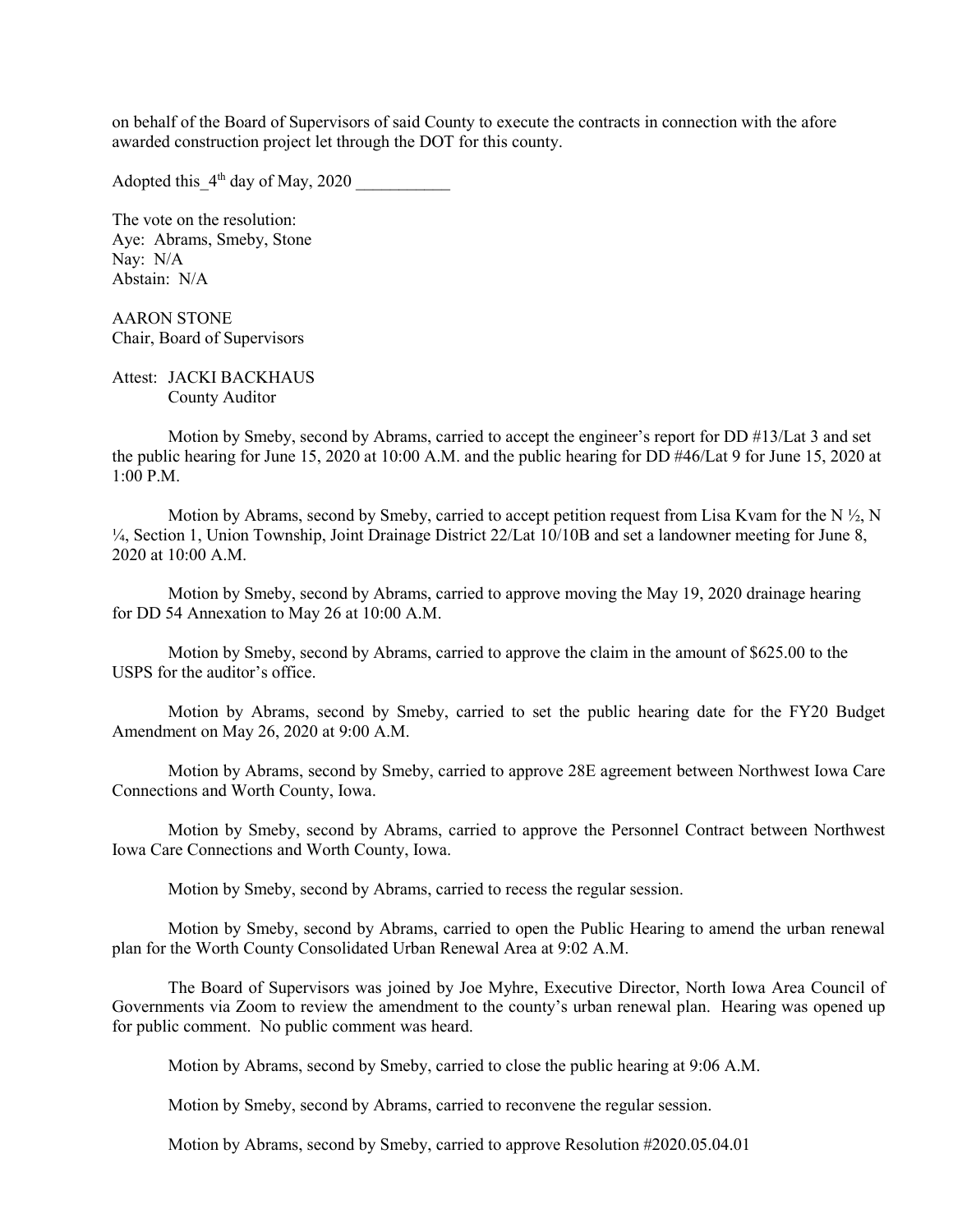on behalf of the Board of Supervisors of said County to execute the contracts in connection with the afore awarded construction project let through the DOT for this county.

Adopted this_4th day of May, 2020 ___________

The vote on the resolution:
Aye: Abrams, Smeby, Stone
Nay: N/A
Abstain: N/A

AARON STONE
Chair, Board of Supervisors

Attest: JACKI BACKHAUS
County Auditor

Motion by Smeby, second by Abrams, carried to accept the engineer's report for DD #13/Lat 3 and set the public hearing for June 15, 2020 at 10:00 A.M. and the public hearing for DD #46/Lat 9 for June 15, 2020 at 1:00 P.M.

Motion by Abrams, second by Smeby, carried to accept petition request from Lisa Kvam for the N ½, N ¼, Section 1, Union Township, Joint Drainage District 22/Lat 10/10B and set a landowner meeting for June 8, 2020 at 10:00 A.M.

Motion by Smeby, second by Abrams, carried to approve moving the May 19, 2020 drainage hearing for DD 54 Annexation to May 26 at 10:00 A.M.

Motion by Smeby, second by Abrams, carried to approve the claim in the amount of $625.00 to the USPS for the auditor's office.

Motion by Abrams, second by Smeby, carried to set the public hearing date for the FY20 Budget Amendment on May 26, 2020 at 9:00 A.M.

Motion by Abrams, second by Smeby, carried to approve 28E agreement between Northwest Iowa Care Connections and Worth County, Iowa.

Motion by Smeby, second by Abrams, carried to approve the Personnel Contract between Northwest Iowa Care Connections and Worth County, Iowa.

Motion by Smeby, second by Abrams, carried to recess the regular session.

Motion by Smeby, second by Abrams, carried to open the Public Hearing to amend the urban renewal plan for the Worth County Consolidated Urban Renewal Area at 9:02 A.M.

The Board of Supervisors was joined by Joe Myhre, Executive Director, North Iowa Area Council of Governments via Zoom to review the amendment to the county's urban renewal plan. Hearing was opened up for public comment. No public comment was heard.

Motion by Abrams, second by Smeby, carried to close the public hearing at 9:06 A.M.

Motion by Smeby, second by Abrams, carried to reconvene the regular session.

Motion by Abrams, second by Smeby, carried to approve Resolution #2020.05.04.01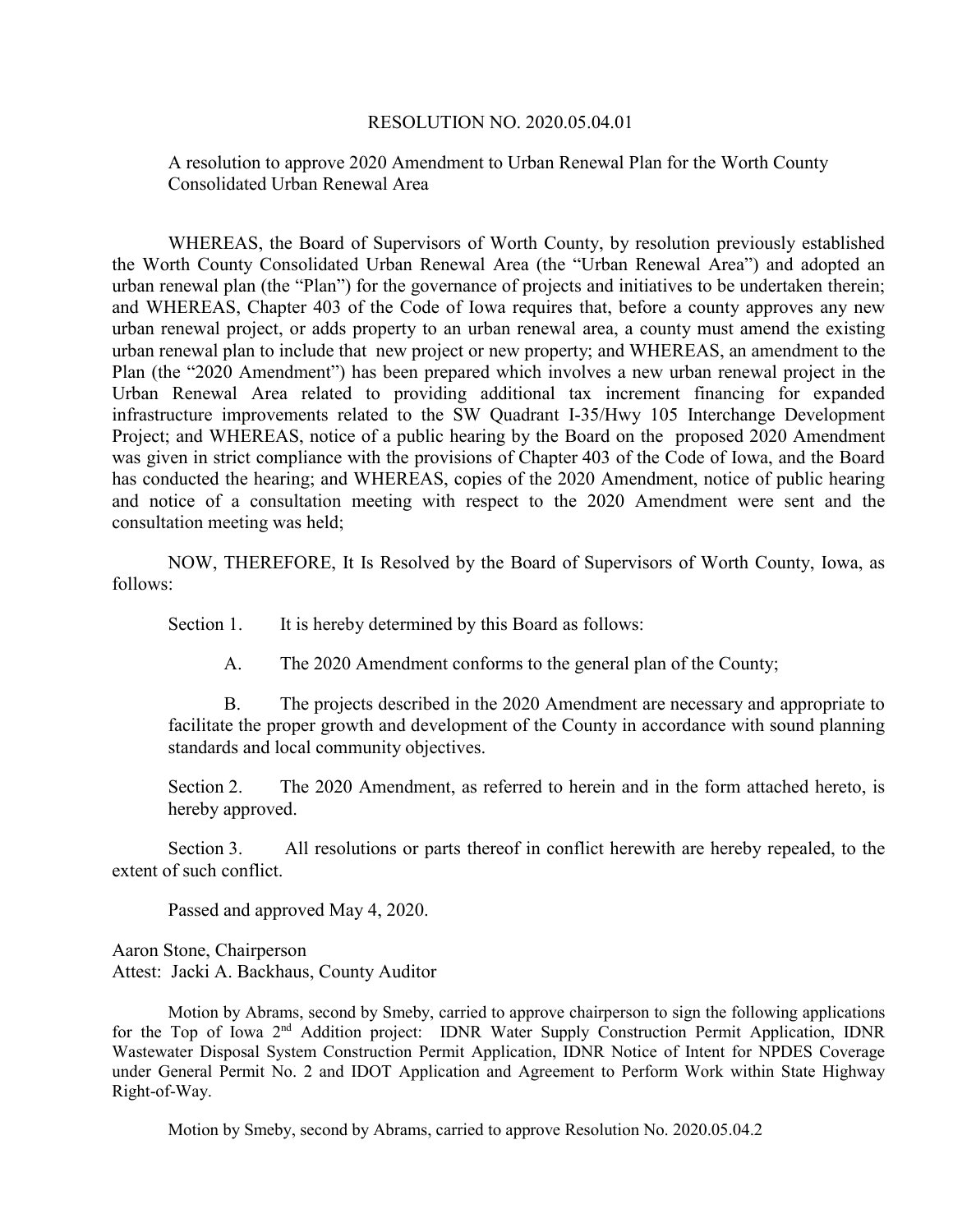RESOLUTION NO. 2020.05.04.01

A resolution to approve 2020 Amendment to Urban Renewal Plan for the Worth County Consolidated Urban Renewal Area

WHEREAS, the Board of Supervisors of Worth County, by resolution previously established the Worth County Consolidated Urban Renewal Area (the "Urban Renewal Area") and adopted an urban renewal plan (the "Plan") for the governance of projects and initiatives to be undertaken therein; and WHEREAS, Chapter 403 of the Code of Iowa requires that, before a county approves any new urban renewal project, or adds property to an urban renewal area, a county must amend the existing urban renewal plan to include that new project or new property; and WHEREAS, an amendment to the Plan (the "2020 Amendment") has been prepared which involves a new urban renewal project in the Urban Renewal Area related to providing additional tax increment financing for expanded infrastructure improvements related to the SW Quadrant I-35/Hwy 105 Interchange Development Project; and WHEREAS, notice of a public hearing by the Board on the proposed 2020 Amendment was given in strict compliance with the provisions of Chapter 403 of the Code of Iowa, and the Board has conducted the hearing; and WHEREAS, copies of the 2020 Amendment, notice of public hearing and notice of a consultation meeting with respect to the 2020 Amendment were sent and the consultation meeting was held;

NOW, THEREFORE, It Is Resolved by the Board of Supervisors of Worth County, Iowa, as follows:

Section 1. It is hereby determined by this Board as follows:

A. The 2020 Amendment conforms to the general plan of the County;

B. The projects described in the 2020 Amendment are necessary and appropriate to facilitate the proper growth and development of the County in accordance with sound planning standards and local community objectives.

Section 2. The 2020 Amendment, as referred to herein and in the form attached hereto, is hereby approved.

Section 3. All resolutions or parts thereof in conflict herewith are hereby repealed, to the extent of such conflict.

Passed and approved May 4, 2020.

Aaron Stone, Chairperson
Attest: Jacki A. Backhaus, County Auditor

Motion by Abrams, second by Smeby, carried to approve chairperson to sign the following applications for the Top of Iowa 2nd Addition project: IDNR Water Supply Construction Permit Application, IDNR Wastewater Disposal System Construction Permit Application, IDNR Notice of Intent for NPDES Coverage under General Permit No. 2 and IDOT Application and Agreement to Perform Work within State Highway Right-of-Way.

Motion by Smeby, second by Abrams, carried to approve Resolution No. 2020.05.04.2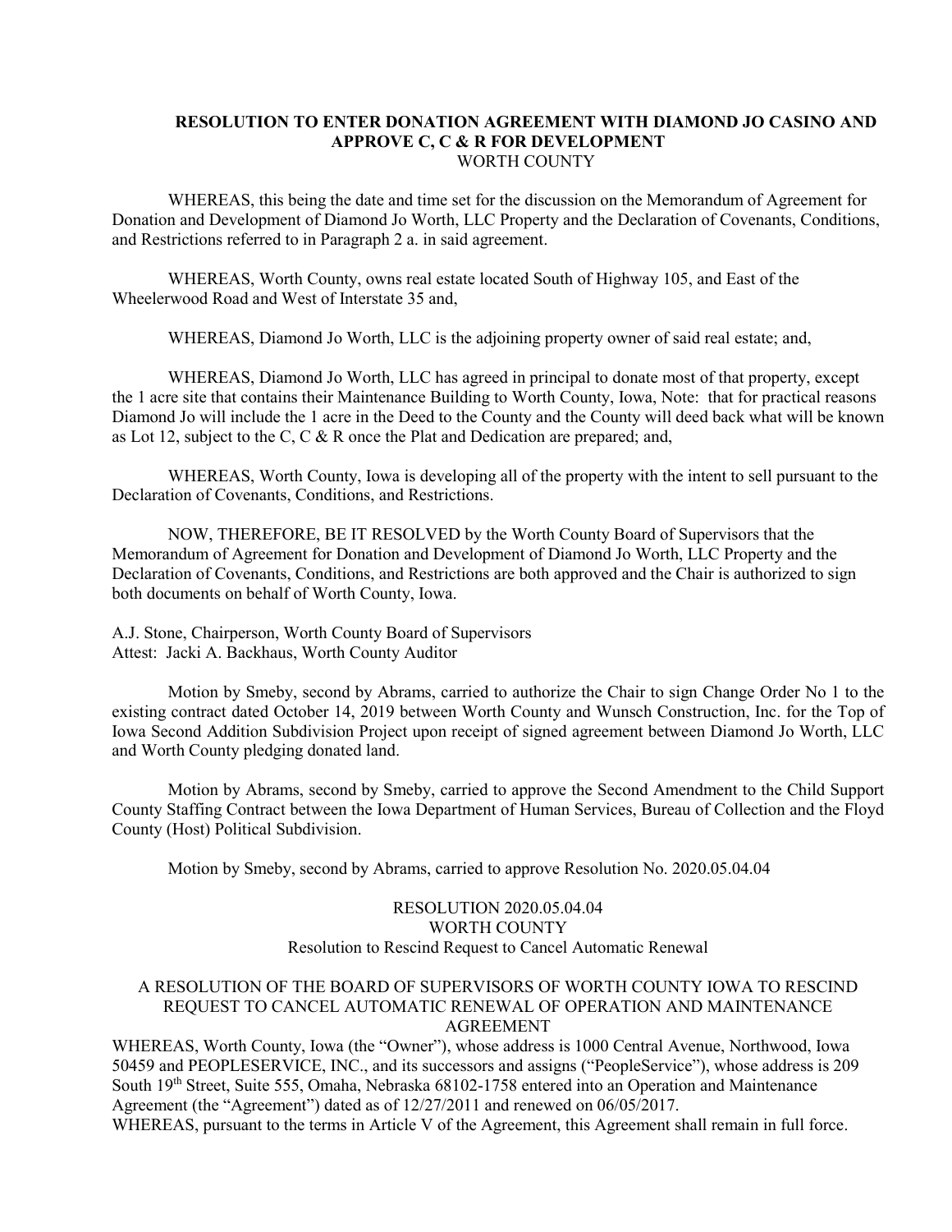**RESOLUTION TO ENTER DONATION AGREEMENT WITH DIAMOND JO CASINO AND APPROVE C, C & R FOR DEVELOPMENT**
WORTH COUNTY

WHEREAS, this being the date and time set for the discussion on the Memorandum of Agreement for Donation and Development of Diamond Jo Worth, LLC Property and the Declaration of Covenants, Conditions, and Restrictions referred to in Paragraph 2 a. in said agreement.

WHEREAS, Worth County, owns real estate located South of Highway 105, and East of the Wheelerwood Road and West of Interstate 35 and,

WHEREAS, Diamond Jo Worth, LLC is the adjoining property owner of said real estate; and,

WHEREAS, Diamond Jo Worth, LLC has agreed in principal to donate most of that property, except the 1 acre site that contains their Maintenance Building to Worth County, Iowa, Note: that for practical reasons Diamond Jo will include the 1 acre in the Deed to the County and the County will deed back what will be known as Lot 12, subject to the C, C & R once the Plat and Dedication are prepared; and,

WHEREAS, Worth County, Iowa is developing all of the property with the intent to sell pursuant to the Declaration of Covenants, Conditions, and Restrictions.

NOW, THEREFORE, BE IT RESOLVED by the Worth County Board of Supervisors that the Memorandum of Agreement for Donation and Development of Diamond Jo Worth, LLC Property and the Declaration of Covenants, Conditions, and Restrictions are both approved and the Chair is authorized to sign both documents on behalf of Worth County, Iowa.

A.J. Stone, Chairperson, Worth County Board of Supervisors
Attest: Jacki A. Backhaus, Worth County Auditor

Motion by Smeby, second by Abrams, carried to authorize the Chair to sign Change Order No 1 to the existing contract dated October 14, 2019 between Worth County and Wunsch Construction, Inc. for the Top of Iowa Second Addition Subdivision Project upon receipt of signed agreement between Diamond Jo Worth, LLC and Worth County pledging donated land.

Motion by Abrams, second by Smeby, carried to approve the Second Amendment to the Child Support County Staffing Contract between the Iowa Department of Human Services, Bureau of Collection and the Floyd County (Host) Political Subdivision.

Motion by Smeby, second by Abrams, carried to approve Resolution No. 2020.05.04.04

RESOLUTION 2020.05.04.04
WORTH COUNTY
Resolution to Rescind Request to Cancel Automatic Renewal

A RESOLUTION OF THE BOARD OF SUPERVISORS OF WORTH COUNTY IOWA TO RESCIND REQUEST TO CANCEL AUTOMATIC RENEWAL OF OPERATION AND MAINTENANCE AGREEMENT

WHEREAS, Worth County, Iowa (the "Owner"), whose address is 1000 Central Avenue, Northwood, Iowa 50459 and PEOPLESERVICE, INC., and its successors and assigns ("PeopleService"), whose address is 209 South 19th Street, Suite 555, Omaha, Nebraska 68102-1758 entered into an Operation and Maintenance Agreement (the "Agreement") dated as of 12/27/2011 and renewed on 06/05/2017.

WHEREAS, pursuant to the terms in Article V of the Agreement, this Agreement shall remain in full force.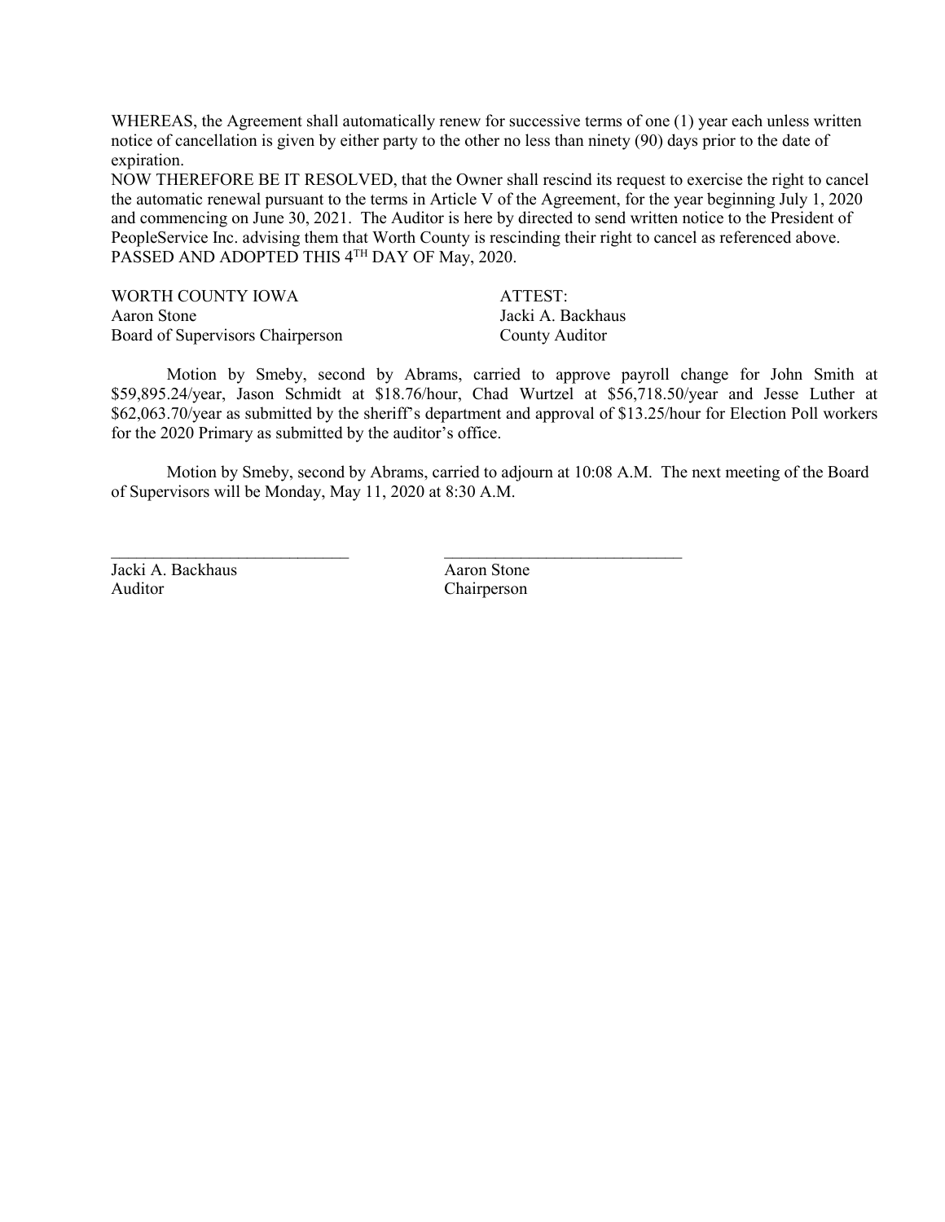WHEREAS, the Agreement shall automatically renew for successive terms of one (1) year each unless written notice of cancellation is given by either party to the other no less than ninety (90) days prior to the date of expiration.

NOW THEREFORE BE IT RESOLVED, that the Owner shall rescind its request to exercise the right to cancel the automatic renewal pursuant to the terms in Article V of the Agreement, for the year beginning July 1, 2020 and commencing on June 30, 2021. The Auditor is here by directed to send written notice to the President of PeopleService Inc. advising them that Worth County is rescinding their right to cancel as referenced above.

PASSED AND ADOPTED THIS 4TH DAY OF May, 2020.

| | |
|---|---|
| WORTH COUNTY IOWA | ATTEST: |
| Aaron Stone | Jacki A. Backhaus |
| Board of Supervisors Chairperson | County Auditor |

Motion by Smeby, second by Abrams, carried to approve payroll change for John Smith at \$59,895.24/year, Jason Schmidt at \$18.76/hour, Chad Wurtzel at \$56,718.50/year and Jesse Luther at \$62,063.70/year as submitted by the sheriff's department and approval of \$13.25/hour for Election Poll workers for the 2020 Primary as submitted by the auditor's office.

Motion by Smeby, second by Abrams, carried to adjourn at 10:08 A.M. The next meeting of the Board of Supervisors will be Monday, May 11, 2020 at 8:30 A.M.

| | |
|---|---|
| \_\_\_\_\_\_\_\_\_\_\_\_\_\_\_\_\_\_\_\_\_\_\_\_\_\_\_\_ | \_\_\_\_\_\_\_\_\_\_\_\_\_\_\_\_\_\_\_\_\_\_\_\_\_\_\_\_ |
| Jacki A. Backhaus | Aaron Stone |
| Auditor | Chairperson |